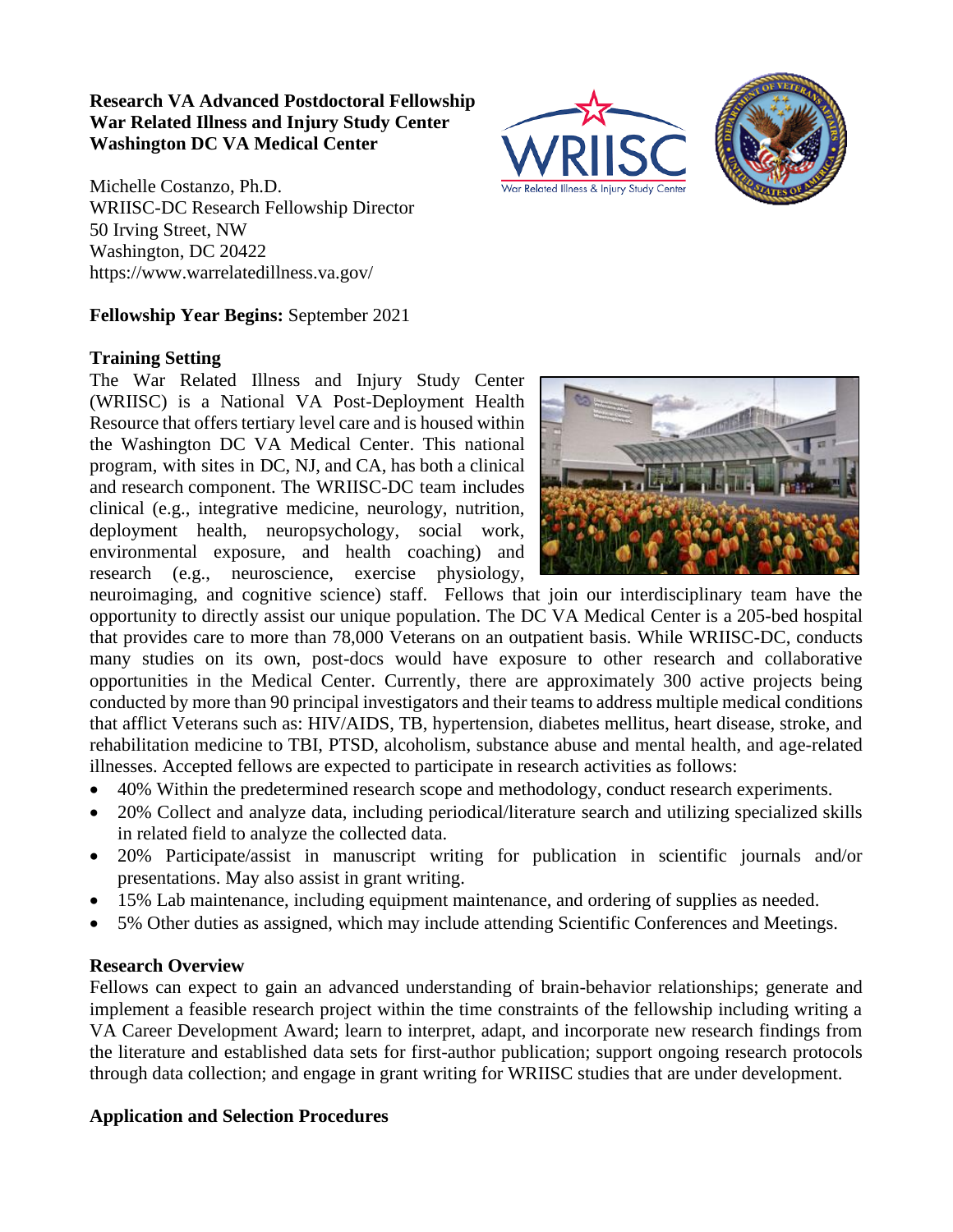**Research VA Advanced Postdoctoral Fellowship**
**War Related Illness and Injury Study Center**
**Washington DC VA Medical Center**

Michelle Costanzo, Ph.D.
WRIISC-DC Research Fellowship Director
50 Irving Street, NW
Washington, DC 20422
https://www.warrelatedillness.va.gov/

**Fellowship Year Begins:** September 2021

## Training Setting

The War Related Illness and Injury Study Center (WRIISC) is a National VA Post-Deployment Health Resource that offers tertiary level care and is housed within the Washington DC VA Medical Center. This national program, with sites in DC, NJ, and CA, has both a clinical and research component. The WRIISC-DC team includes clinical (e.g., integrative medicine, neurology, nutrition, deployment health, neuropsychology, social work, environmental exposure, and health coaching) and research (e.g., neuroscience, exercise physiology, neuroimaging, and cognitive science) staff. Fellows that join our interdisciplinary team have the opportunity to directly assist our unique population. The DC VA Medical Center is a 205-bed hospital that provides care to more than 78,000 Veterans on an outpatient basis. While WRIISC-DC, conducts many studies on its own, post-docs would have exposure to other research and collaborative opportunities in the Medical Center. Currently, there are approximately 300 active projects being conducted by more than 90 principal investigators and their teams to address multiple medical conditions that afflict Veterans such as: HIV/AIDS, TB, hypertension, diabetes mellitus, heart disease, stroke, and rehabilitation medicine to TBI, PTSD, alcoholism, substance abuse and mental health, and age-related illnesses. Accepted fellows are expected to participate in research activities as follows:

- 40% Within the predetermined research scope and methodology, conduct research experiments.
- 20% Collect and analyze data, including periodical/literature search and utilizing specialized skills in related field to analyze the collected data.
- 20% Participate/assist in manuscript writing for publication in scientific journals and/or presentations. May also assist in grant writing.
- 15% Lab maintenance, including equipment maintenance, and ordering of supplies as needed.
- 5% Other duties as assigned, which may include attending Scientific Conferences and Meetings.

## Research Overview

Fellows can expect to gain an advanced understanding of brain-behavior relationships; generate and implement a feasible research project within the time constraints of the fellowship including writing a VA Career Development Award; learn to interpret, adapt, and incorporate new research findings from the literature and established data sets for first-author publication; support ongoing research protocols through data collection; and engage in grant writing for WRIISC studies that are under development.

## Application and Selection Procedures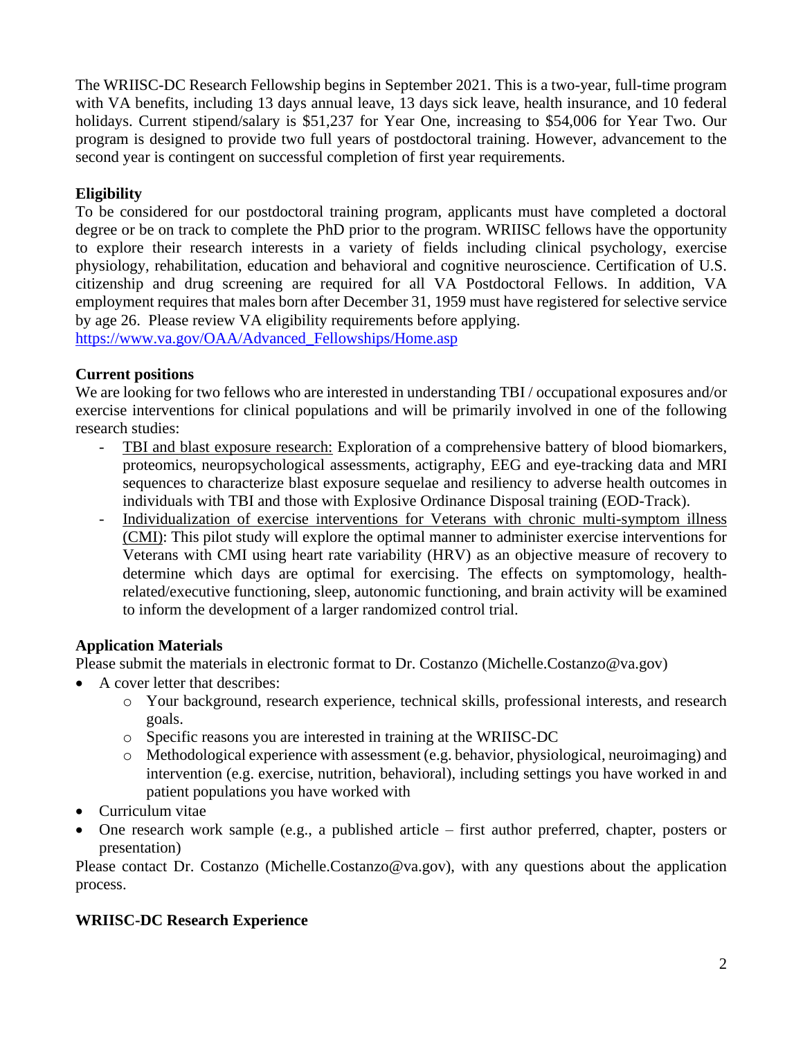The WRIISC-DC Research Fellowship begins in September 2021. This is a two-year, full-time program with VA benefits, including 13 days annual leave, 13 days sick leave, health insurance, and 10 federal holidays. Current stipend/salary is $51,237 for Year One, increasing to $54,006 for Year Two. Our program is designed to provide two full years of postdoctoral training. However, advancement to the second year is contingent on successful completion of first year requirements.

**Eligibility**

To be considered for our postdoctoral training program, applicants must have completed a doctoral degree or be on track to complete the PhD prior to the program. WRIISC fellows have the opportunity to explore their research interests in a variety of fields including clinical psychology, exercise physiology, rehabilitation, education and behavioral and cognitive neuroscience. Certification of U.S. citizenship and drug screening are required for all VA Postdoctoral Fellows. In addition, VA employment requires that males born after December 31, 1959 must have registered for selective service by age 26. Please review VA eligibility requirements before applying.
https://www.va.gov/OAA/Advanced_Fellowships/Home.asp

**Current positions**

We are looking for two fellows who are interested in understanding TBI / occupational exposures and/or exercise interventions for clinical populations and will be primarily involved in one of the following research studies:

- TBI and blast exposure research: Exploration of a comprehensive battery of blood biomarkers, proteomics, neuropsychological assessments, actigraphy, EEG and eye-tracking data and MRI sequences to characterize blast exposure sequelae and resiliency to adverse health outcomes in individuals with TBI and those with Explosive Ordinance Disposal training (EOD-Track).
- Individualization of exercise interventions for Veterans with chronic multi-symptom illness (CMI): This pilot study will explore the optimal manner to administer exercise interventions for Veterans with CMI using heart rate variability (HRV) as an objective measure of recovery to determine which days are optimal for exercising. The effects on symptomology, health-related/executive functioning, sleep, autonomic functioning, and brain activity will be examined to inform the development of a larger randomized control trial.

**Application Materials**

Please submit the materials in electronic format to Dr. Costanzo (Michelle.Costanzo@va.gov)

- A cover letter that describes:
  - Your background, research experience, technical skills, professional interests, and research goals.
  - Specific reasons you are interested in training at the WRIISC-DC
  - Methodological experience with assessment (e.g. behavior, physiological, neuroimaging) and intervention (e.g. exercise, nutrition, behavioral), including settings you have worked in and patient populations you have worked with
- Curriculum vitae
- One research work sample (e.g., a published article – first author preferred, chapter, posters or presentation)

Please contact Dr. Costanzo (Michelle.Costanzo@va.gov), with any questions about the application process.

**WRIISC-DC Research Experience**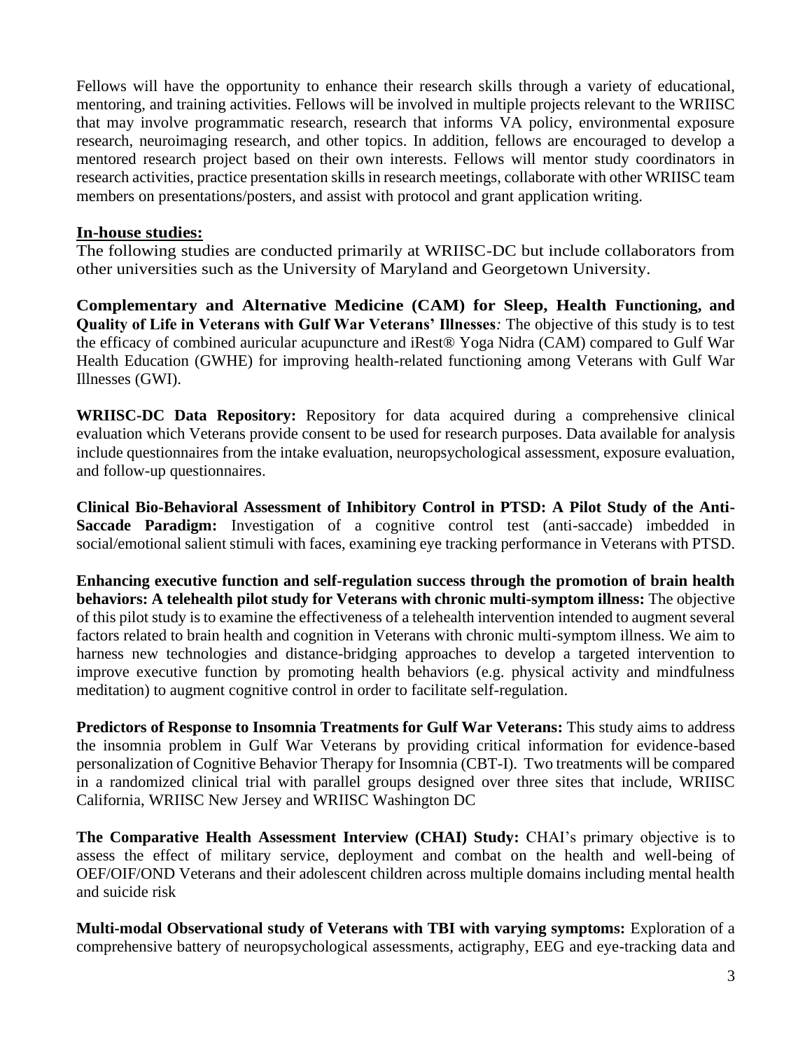Fellows will have the opportunity to enhance their research skills through a variety of educational, mentoring, and training activities. Fellows will be involved in multiple projects relevant to the WRIISC that may involve programmatic research, research that informs VA policy, environmental exposure research, neuroimaging research, and other topics. In addition, fellows are encouraged to develop a mentored research project based on their own interests. Fellows will mentor study coordinators in research activities, practice presentation skills in research meetings, collaborate with other WRIISC team members on presentations/posters, and assist with protocol and grant application writing.

## In-house studies:

The following studies are conducted primarily at WRIISC-DC but include collaborators from other universities such as the University of Maryland and Georgetown University.

**Complementary and Alternative Medicine (CAM) for Sleep, Health Functioning, and Quality of Life in Veterans with Gulf War Veterans' Illnesses***:* The objective of this study is to test the efficacy of combined auricular acupuncture and iRest® Yoga Nidra (CAM) compared to Gulf War Health Education (GWHE) for improving health-related functioning among Veterans with Gulf War Illnesses (GWI).

**WRIISC-DC Data Repository:** Repository for data acquired during a comprehensive clinical evaluation which Veterans provide consent to be used for research purposes. Data available for analysis include questionnaires from the intake evaluation, neuropsychological assessment, exposure evaluation, and follow-up questionnaires.

**Clinical Bio-Behavioral Assessment of Inhibitory Control in PTSD: A Pilot Study of the Anti-Saccade Paradigm:** Investigation of a cognitive control test (anti-saccade) imbedded in social/emotional salient stimuli with faces, examining eye tracking performance in Veterans with PTSD.

**Enhancing executive function and self-regulation success through the promotion of brain health behaviors: A telehealth pilot study for Veterans with chronic multi-symptom illness:** The objective of this pilot study is to examine the effectiveness of a telehealth intervention intended to augment several factors related to brain health and cognition in Veterans with chronic multi-symptom illness. We aim to harness new technologies and distance-bridging approaches to develop a targeted intervention to improve executive function by promoting health behaviors (e.g. physical activity and mindfulness meditation) to augment cognitive control in order to facilitate self-regulation.

**Predictors of Response to Insomnia Treatments for Gulf War Veterans:** This study aims to address the insomnia problem in Gulf War Veterans by providing critical information for evidence-based personalization of Cognitive Behavior Therapy for Insomnia (CBT-I). Two treatments will be compared in a randomized clinical trial with parallel groups designed over three sites that include, WRIISC California, WRIISC New Jersey and WRIISC Washington DC

**The Comparative Health Assessment Interview (CHAI) Study:** CHAI's primary objective is to assess the effect of military service, deployment and combat on the health and well-being of OEF/OIF/OND Veterans and their adolescent children across multiple domains including mental health and suicide risk

**Multi-modal Observational study of Veterans with TBI with varying symptoms:** Exploration of a comprehensive battery of neuropsychological assessments, actigraphy, EEG and eye-tracking data and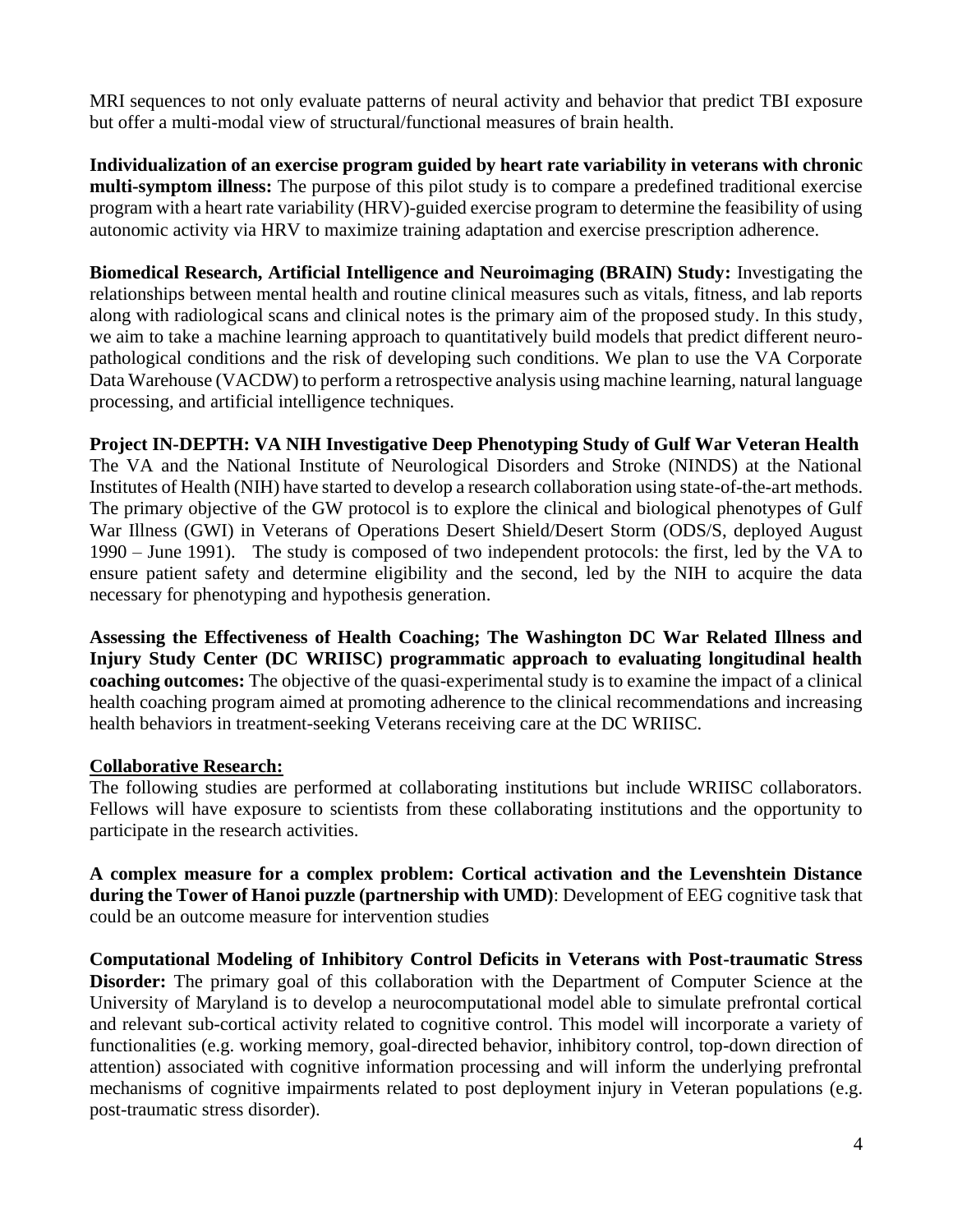MRI sequences to not only evaluate patterns of neural activity and behavior that predict TBI exposure but offer a multi-modal view of structural/functional measures of brain health.

**Individualization of an exercise program guided by heart rate variability in veterans with chronic multi-symptom illness:** The purpose of this pilot study is to compare a predefined traditional exercise program with a heart rate variability (HRV)-guided exercise program to determine the feasibility of using autonomic activity via HRV to maximize training adaptation and exercise prescription adherence.

**Biomedical Research, Artificial Intelligence and Neuroimaging (BRAIN) Study:** Investigating the relationships between mental health and routine clinical measures such as vitals, fitness, and lab reports along with radiological scans and clinical notes is the primary aim of the proposed study. In this study, we aim to take a machine learning approach to quantitatively build models that predict different neuro-pathological conditions and the risk of developing such conditions. We plan to use the VA Corporate Data Warehouse (VACDW) to perform a retrospective analysis using machine learning, natural language processing, and artificial intelligence techniques.

**Project IN-DEPTH: VA NIH Investigative Deep Phenotyping Study of Gulf War Veteran Health**
The VA and the National Institute of Neurological Disorders and Stroke (NINDS) at the National Institutes of Health (NIH) have started to develop a research collaboration using state-of-the-art methods. The primary objective of the GW protocol is to explore the clinical and biological phenotypes of Gulf War Illness (GWI) in Veterans of Operations Desert Shield/Desert Storm (ODS/S, deployed August 1990 – June 1991). The study is composed of two independent protocols: the first, led by the VA to ensure patient safety and determine eligibility and the second, led by the NIH to acquire the data necessary for phenotyping and hypothesis generation.

**Assessing the Effectiveness of Health Coaching; The Washington DC War Related Illness and Injury Study Center (DC WRIISC) programmatic approach to evaluating longitudinal health coaching outcomes:** The objective of the quasi-experimental study is to examine the impact of a clinical health coaching program aimed at promoting adherence to the clinical recommendations and increasing health behaviors in treatment-seeking Veterans receiving care at the DC WRIISC.

**Collaborative Research:**

The following studies are performed at collaborating institutions but include WRIISC collaborators. Fellows will have exposure to scientists from these collaborating institutions and the opportunity to participate in the research activities.

**A complex measure for a complex problem: Cortical activation and the Levenshtein Distance during the Tower of Hanoi puzzle (partnership with UMD)**: Development of EEG cognitive task that could be an outcome measure for intervention studies

**Computational Modeling of Inhibitory Control Deficits in Veterans with Post-traumatic Stress Disorder:** The primary goal of this collaboration with the Department of Computer Science at the University of Maryland is to develop a neurocomputational model able to simulate prefrontal cortical and relevant sub-cortical activity related to cognitive control. This model will incorporate a variety of functionalities (e.g. working memory, goal-directed behavior, inhibitory control, top-down direction of attention) associated with cognitive information processing and will inform the underlying prefrontal mechanisms of cognitive impairments related to post deployment injury in Veteran populations (e.g. post-traumatic stress disorder).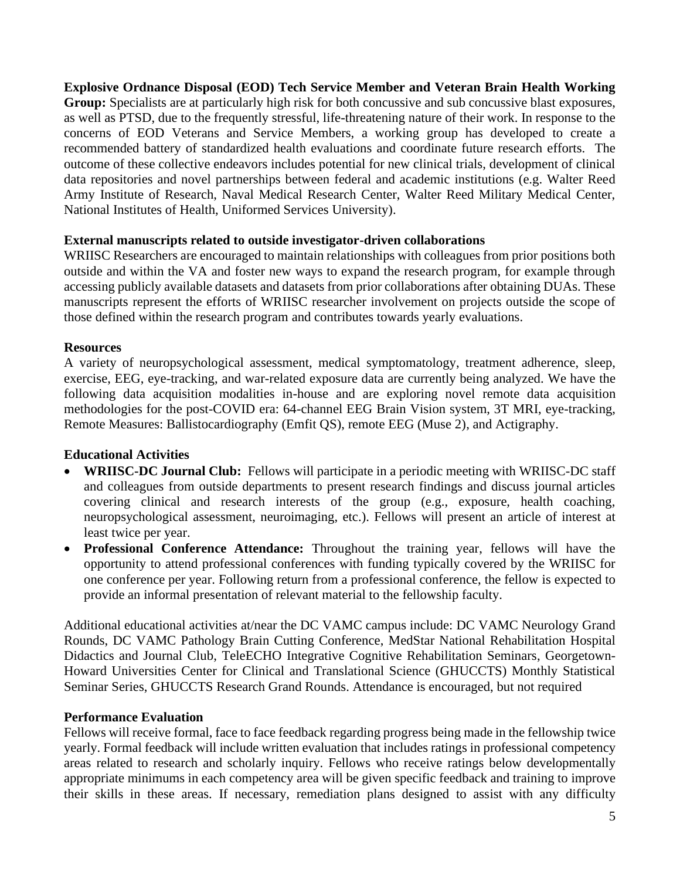**Explosive Ordnance Disposal (EOD) Tech Service Member and Veteran Brain Health Working Group:** Specialists are at particularly high risk for both concussive and sub concussive blast exposures, as well as PTSD, due to the frequently stressful, life-threatening nature of their work. In response to the concerns of EOD Veterans and Service Members, a working group has developed to create a recommended battery of standardized health evaluations and coordinate future research efforts. The outcome of these collective endeavors includes potential for new clinical trials, development of clinical data repositories and novel partnerships between federal and academic institutions (e.g. Walter Reed Army Institute of Research, Naval Medical Research Center, Walter Reed Military Medical Center, National Institutes of Health, Uniformed Services University).

**External manuscripts related to outside investigator-driven collaborations**

WRIISC Researchers are encouraged to maintain relationships with colleagues from prior positions both outside and within the VA and foster new ways to expand the research program, for example through accessing publicly available datasets and datasets from prior collaborations after obtaining DUAs. These manuscripts represent the efforts of WRIISC researcher involvement on projects outside the scope of those defined within the research program and contributes towards yearly evaluations.

**Resources**

A variety of neuropsychological assessment, medical symptomatology, treatment adherence, sleep, exercise, EEG, eye-tracking, and war-related exposure data are currently being analyzed. We have the following data acquisition modalities in-house and are exploring novel remote data acquisition methodologies for the post-COVID era: 64-channel EEG Brain Vision system, 3T MRI, eye-tracking, Remote Measures: Ballistocardiography (Emfit QS), remote EEG (Muse 2), and Actigraphy.

**Educational Activities**

- **WRIISC-DC Journal Club:** Fellows will participate in a periodic meeting with WRIISC-DC staff and colleagues from outside departments to present research findings and discuss journal articles covering clinical and research interests of the group (e.g., exposure, health coaching, neuropsychological assessment, neuroimaging, etc.). Fellows will present an article of interest at least twice per year.
- **Professional Conference Attendance:** Throughout the training year, fellows will have the opportunity to attend professional conferences with funding typically covered by the WRIISC for one conference per year. Following return from a professional conference, the fellow is expected to provide an informal presentation of relevant material to the fellowship faculty.

Additional educational activities at/near the DC VAMC campus include: DC VAMC Neurology Grand Rounds, DC VAMC Pathology Brain Cutting Conference, MedStar National Rehabilitation Hospital Didactics and Journal Club, TeleECHO Integrative Cognitive Rehabilitation Seminars, Georgetown-Howard Universities Center for Clinical and Translational Science (GHUCCTS) Monthly Statistical Seminar Series, GHUCCTS Research Grand Rounds. Attendance is encouraged, but not required

**Performance Evaluation**

Fellows will receive formal, face to face feedback regarding progress being made in the fellowship twice yearly. Formal feedback will include written evaluation that includes ratings in professional competency areas related to research and scholarly inquiry. Fellows who receive ratings below developmentally appropriate minimums in each competency area will be given specific feedback and training to improve their skills in these areas. If necessary, remediation plans designed to assist with any difficulty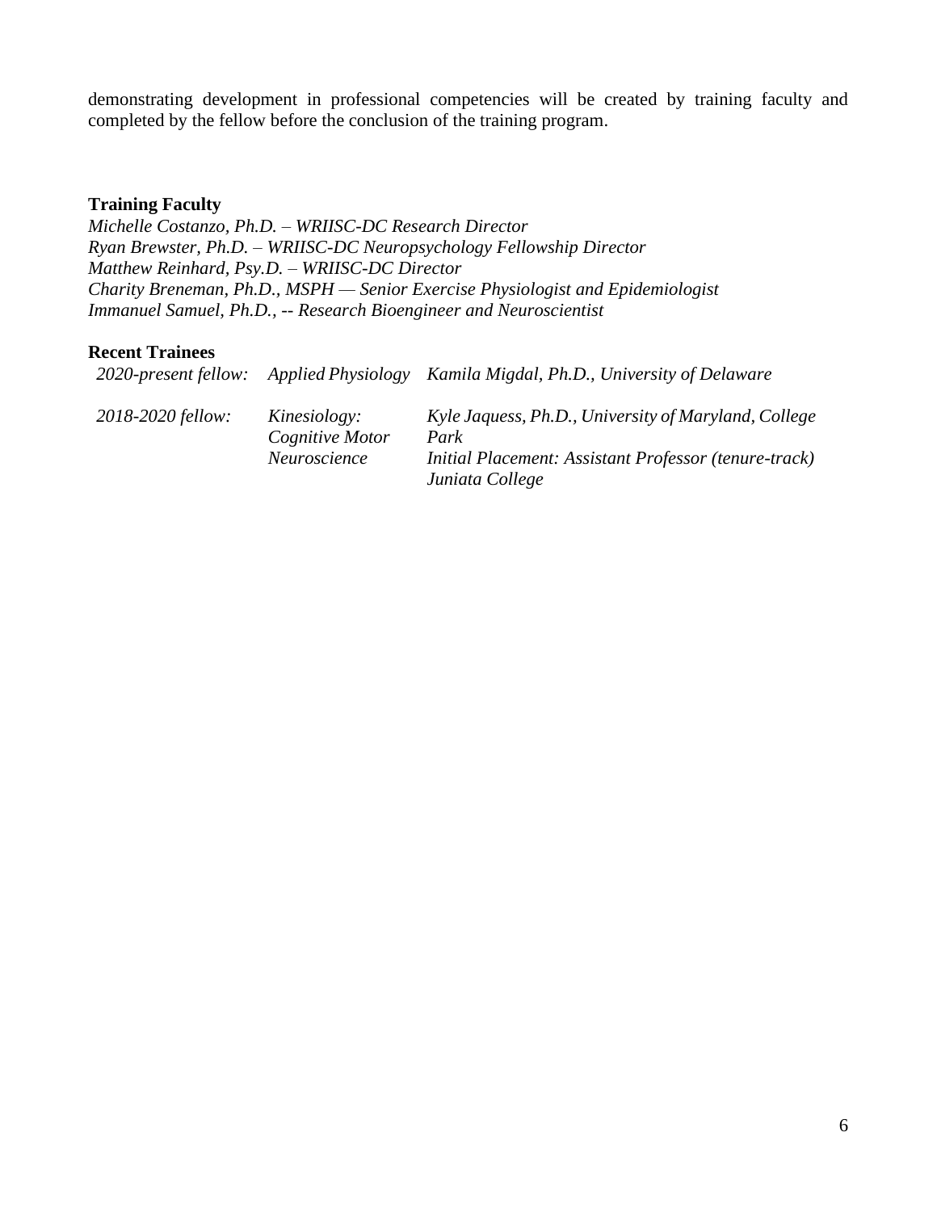demonstrating development in professional competencies will be created by training faculty and completed by the fellow before the conclusion of the training program.

**Training Faculty**

*Michelle Costanzo, Ph.D. – WRIISC-DC Research Director*
*Ryan Brewster, Ph.D. – WRIISC-DC Neuropsychology Fellowship Director*
*Matthew Reinhard, Psy.D. – WRIISC-DC Director*
*Charity Breneman, Ph.D., MSPH — Senior Exercise Physiologist and Epidemiologist*
*Immanuel Samuel, Ph.D., -- Research Bioengineer and Neuroscientist*

**Recent Trainees**

| | | |
|---|---|---|
| *2020-present fellow:* | *Applied Physiology* | *Kamila Migdal, Ph.D., University of Delaware* |
| *2018-2020 fellow:* | *Kinesiology: Cognitive Motor Neuroscience* | *Kyle Jaquess, Ph.D., University of Maryland, College Park*<br>*Initial Placement: Assistant Professor (tenure-track) Juniata College* |